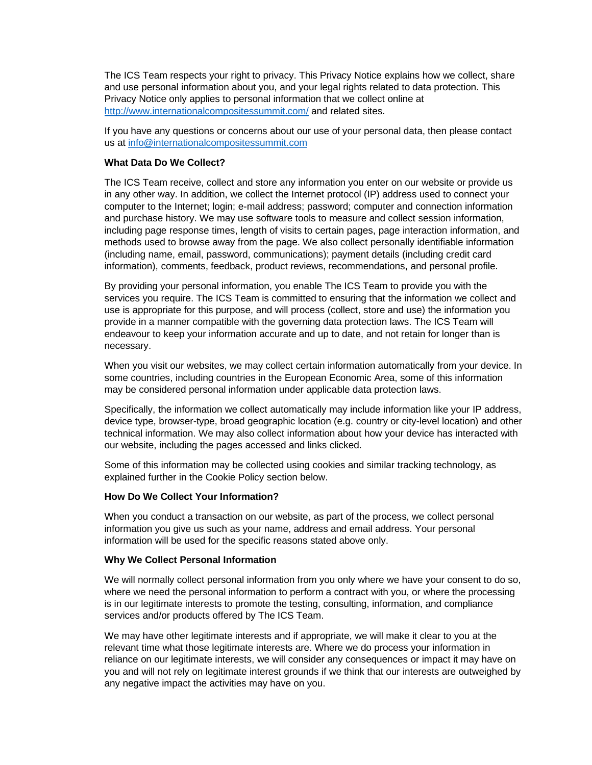The ICS Team respects your right to privacy. This Privacy Notice explains how we collect, share and use personal information about you, and your legal rights related to data protection. This Privacy Notice only applies to personal information that we collect online at [http://www.internationalcompositessummit.com/](http://www.internationalcompositessummit.com/) and related sites.

If you have any questions or concerns about our use of your personal data, then please contact us at [info@internationalcompositessummit.com](mailto:info@internationalcompositessummit.com)

**What Data Do We Collect?**

The ICS Team receive, collect and store any information you enter on our website or provide us in any other way. In addition, we collect the Internet protocol (IP) address used to connect your computer to the Internet; login; e-mail address; password; computer and connection information and purchase history. We may use software tools to measure and collect session information, including page response times, length of visits to certain pages, page interaction information, and methods used to browse away from the page. We also collect personally identifiable information (including name, email, password, communications); payment details (including credit card information), comments, feedback, product reviews, recommendations, and personal profile.

By providing your personal information, you enable The ICS Team to provide you with the services you require. The ICS Team is committed to ensuring that the information we collect and use is appropriate for this purpose, and will process (collect, store and use) the information you provide in a manner compatible with the governing data protection laws. The ICS Team will endeavour to keep your information accurate and up to date, and not retain for longer than is necessary.

When you visit our websites, we may collect certain information automatically from your device. In some countries, including countries in the European Economic Area, some of this information may be considered personal information under applicable data protection laws.

Specifically, the information we collect automatically may include information like your IP address, device type, browser-type, broad geographic location (e.g. country or city-level location) and other technical information. We may also collect information about how your device has interacted with our website, including the pages accessed and links clicked.

Some of this information may be collected using cookies and similar tracking technology, as explained further in the Cookie Policy section below.

**How Do We Collect Your Information?**

When you conduct a transaction on our website, as part of the process, we collect personal information you give us such as your name, address and email address. Your personal information will be used for the specific reasons stated above only.

**Why We Collect Personal Information**

We will normally collect personal information from you only where we have your consent to do so, where we need the personal information to perform a contract with you, or where the processing is in our legitimate interests to promote the testing, consulting, information, and compliance services and/or products offered by The ICS Team.

We may have other legitimate interests and if appropriate, we will make it clear to you at the relevant time what those legitimate interests are. Where we do process your information in reliance on our legitimate interests, we will consider any consequences or impact it may have on you and will not rely on legitimate interest grounds if we think that our interests are outweighed by any negative impact the activities may have on you.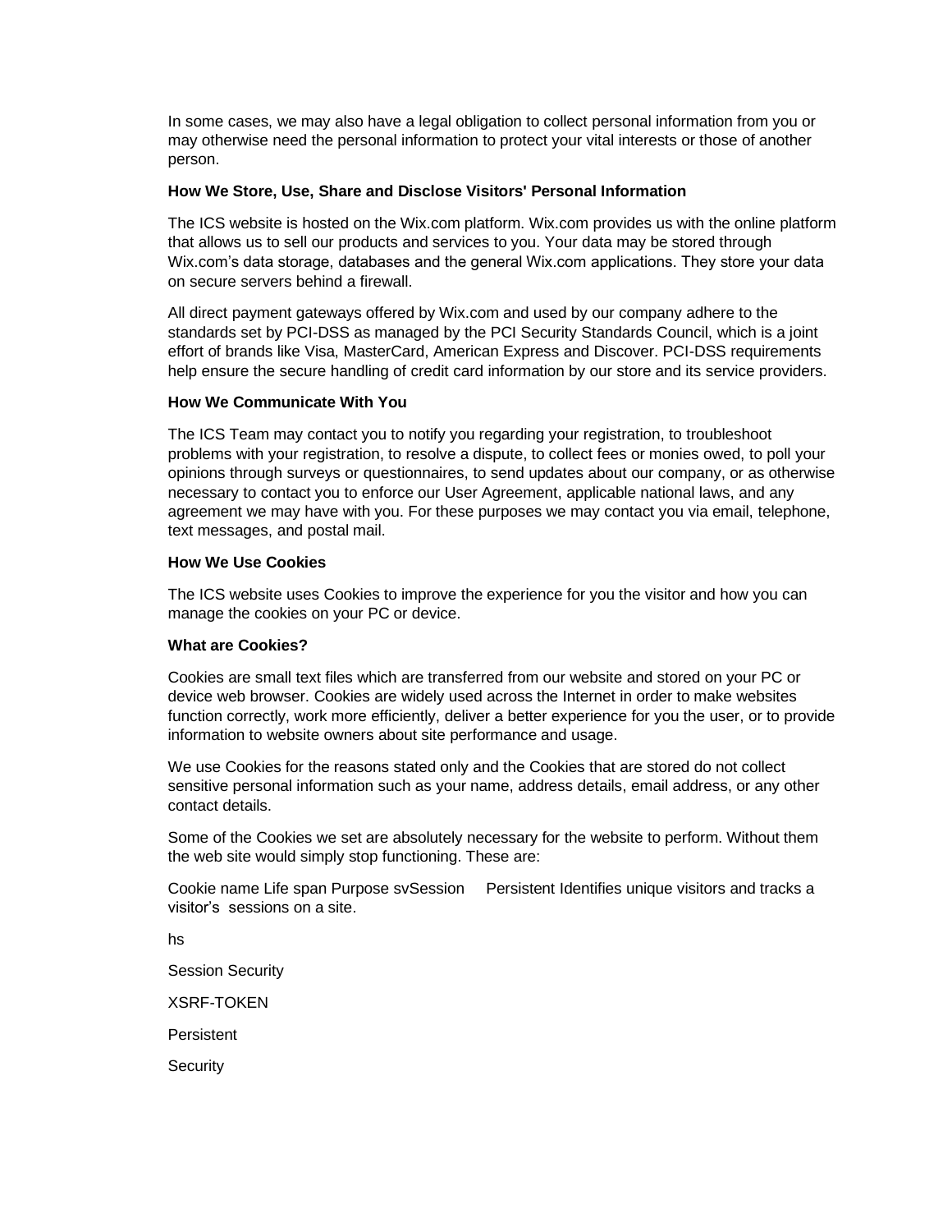In some cases, we may also have a legal obligation to collect personal information from you or may otherwise need the personal information to protect your vital interests or those of another person.

**How We Store, Use, Share and Disclose Visitors' Personal Information**

The ICS website is hosted on the Wix.com platform. Wix.com provides us with the online platform that allows us to sell our products and services to you. Your data may be stored through Wix.com's data storage, databases and the general Wix.com applications. They store your data on secure servers behind a firewall.

All direct payment gateways offered by Wix.com and used by our company adhere to the standards set by PCI-DSS as managed by the PCI Security Standards Council, which is a joint effort of brands like Visa, MasterCard, American Express and Discover. PCI-DSS requirements help ensure the secure handling of credit card information by our store and its service providers.

**How We Communicate With You**

The ICS Team may contact you to notify you regarding your registration, to troubleshoot problems with your registration, to resolve a dispute, to collect fees or monies owed, to poll your opinions through surveys or questionnaires, to send updates about our company, or as otherwise necessary to contact you to enforce our User Agreement, applicable national laws, and any agreement we may have with you. For these purposes we may contact you via email, telephone, text messages, and postal mail.

**How We Use Cookies**

The ICS website uses Cookies to improve the experience for you the visitor and how you can manage the cookies on your PC or device.

**What are Cookies?**

Cookies are small text files which are transferred from our website and stored on your PC or device web browser. Cookies are widely used across the Internet in order to make websites function correctly, work more efficiently, deliver a better experience for you the user, or to provide information to website owners about site performance and usage.

We use Cookies for the reasons stated only and the Cookies that are stored do not collect sensitive personal information such as your name, address details, email address, or any other contact details.

Some of the Cookies we set are absolutely necessary for the website to perform. Without them the web site would simply stop functioning. These are:

Cookie name Life span Purpose svSession Persistent Identifies unique visitors and tracks a visitor's sessions on a site.

hs

Session Security

XSRF-TOKEN

Persistent

Security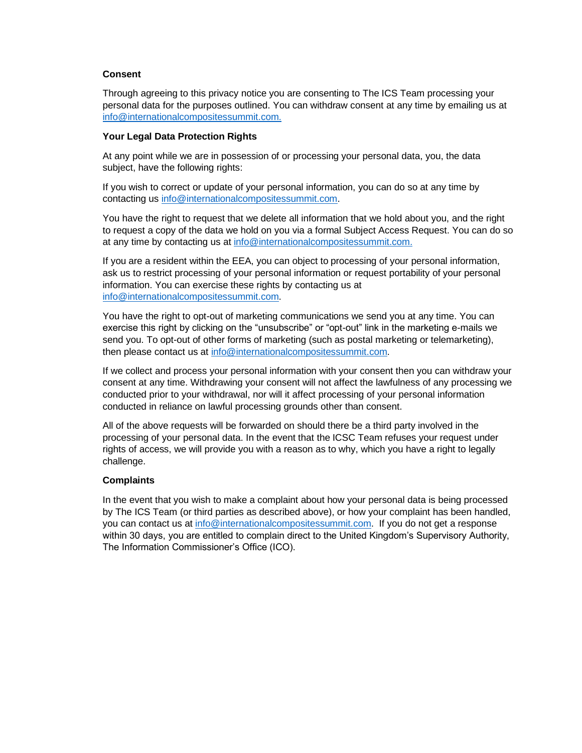**Consent**

Through agreeing to this privacy notice you are consenting to The ICS Team processing your personal data for the purposes outlined. You can withdraw consent at any time by emailing us at info@internationalcompositessummit.com.

**Your Legal Data Protection Rights**

At any point while we are in possession of or processing your personal data, you, the data subject, have the following rights:

If you wish to correct or update of your personal information, you can do so at any time by contacting us info@internationalcompositessummit.com.

You have the right to request that we delete all information that we hold about you, and the right to request a copy of the data we hold on you via a formal Subject Access Request. You can do so at any time by contacting us at info@internationalcompositessummit.com.

If you are a resident within the EEA, you can object to processing of your personal information, ask us to restrict processing of your personal information or request portability of your personal information. You can exercise these rights by contacting us at info@internationalcompositessummit.com.

You have the right to opt-out of marketing communications we send you at any time. You can exercise this right by clicking on the "unsubscribe" or "opt-out" link in the marketing e-mails we send you. To opt-out of other forms of marketing (such as postal marketing or telemarketing), then please contact us at info@internationalcompositessummit.com.

If we collect and process your personal information with your consent then you can withdraw your consent at any time. Withdrawing your consent will not affect the lawfulness of any processing we conducted prior to your withdrawal, nor will it affect processing of your personal information conducted in reliance on lawful processing grounds other than consent.

All of the above requests will be forwarded on should there be a third party involved in the processing of your personal data. In the event that the ICSC Team refuses your request under rights of access, we will provide you with a reason as to why, which you have a right to legally challenge.

**Complaints**

In the event that you wish to make a complaint about how your personal data is being processed by The ICS Team (or third parties as described above), or how your complaint has been handled, you can contact us at info@internationalcompositessummit.com. If you do not get a response within 30 days, you are entitled to complain direct to the United Kingdom's Supervisory Authority, The Information Commissioner's Office (ICO).